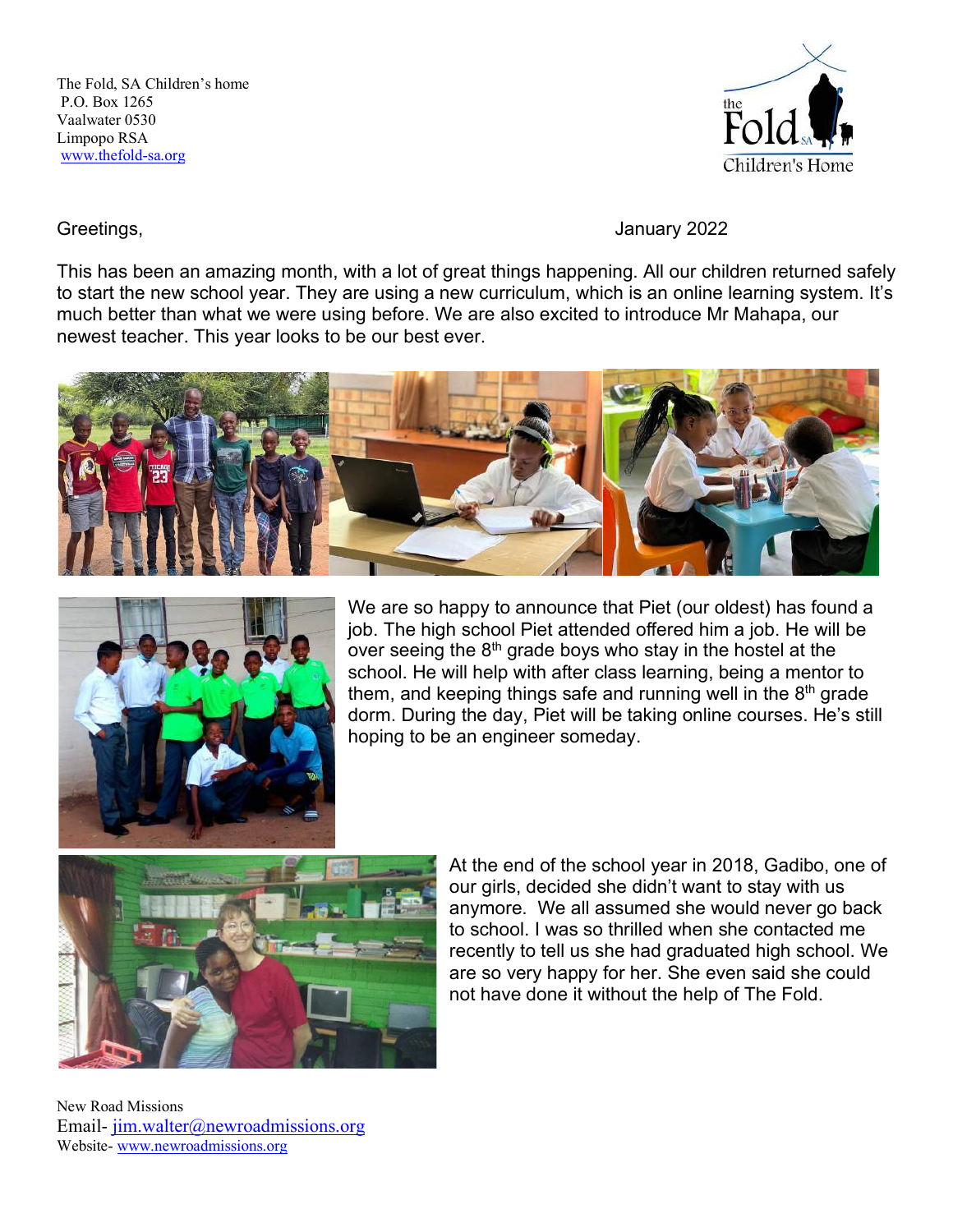The Fold, SA Children's home
P.O. Box 1265
Vaalwater 0530
Limpopo RSA
www.thefold-sa.org

Greetings, January 2022

This has been an amazing month, with a lot of great things happening. All our children returned safely to start the new school year. They are using a new curriculum, which is an online learning system. It's much better than what we were using before. We are also excited to introduce Mr Mahapa, our newest teacher. This year looks to be our best ever.

We are so happy to announce that Piet (our oldest) has found a job. The high school Piet attended offered him a job. He will be over seeing the 8th grade boys who stay in the hostel at the school. He will help with after class learning, being a mentor to them, and keeping things safe and running well in the 8th grade dorm. During the day, Piet will be taking online courses. He's still hoping to be an engineer someday.

At the end of the school year in 2018, Gadibo, one of our girls, decided she didn't want to stay with us anymore. We all assumed she would never go back to school. I was so thrilled when she contacted me recently to tell us she had graduated high school. We are so very happy for her. She even said she could not have done it without the help of The Fold.

New Road Missions
Email- jim.walter@newroadmissions.org
Website- www.newroadmissions.org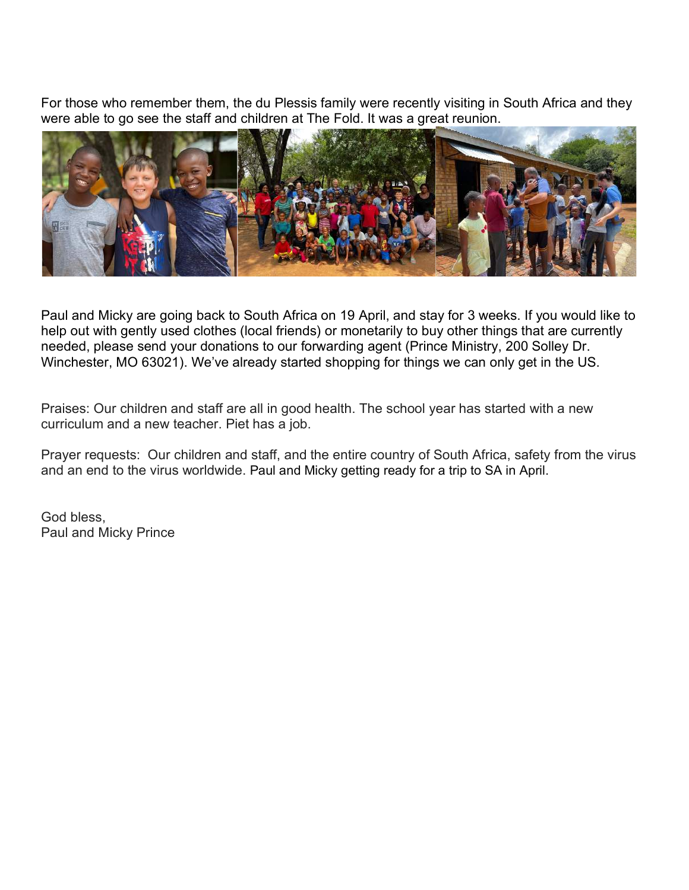For those who remember them, the du Plessis family were recently visiting in South Africa and they were able to go see the staff and children at The Fold. It was a great reunion.

Paul and Micky are going back to South Africa on 19 April, and stay for 3 weeks. If you would like to help out with gently used clothes (local friends) or monetarily to buy other things that are currently needed, please send your donations to our forwarding agent (Prince Ministry, 200 Solley Dr. Winchester, MO 63021). We've already started shopping for things we can only get in the US.

Praises: Our children and staff are all in good health. The school year has started with a new curriculum and a new teacher. Piet has a job.

Prayer requests: Our children and staff, and the entire country of South Africa, safety from the virus and an end to the virus worldwide. Paul and Micky getting ready for a trip to SA in April.

God bless,
Paul and Micky Prince